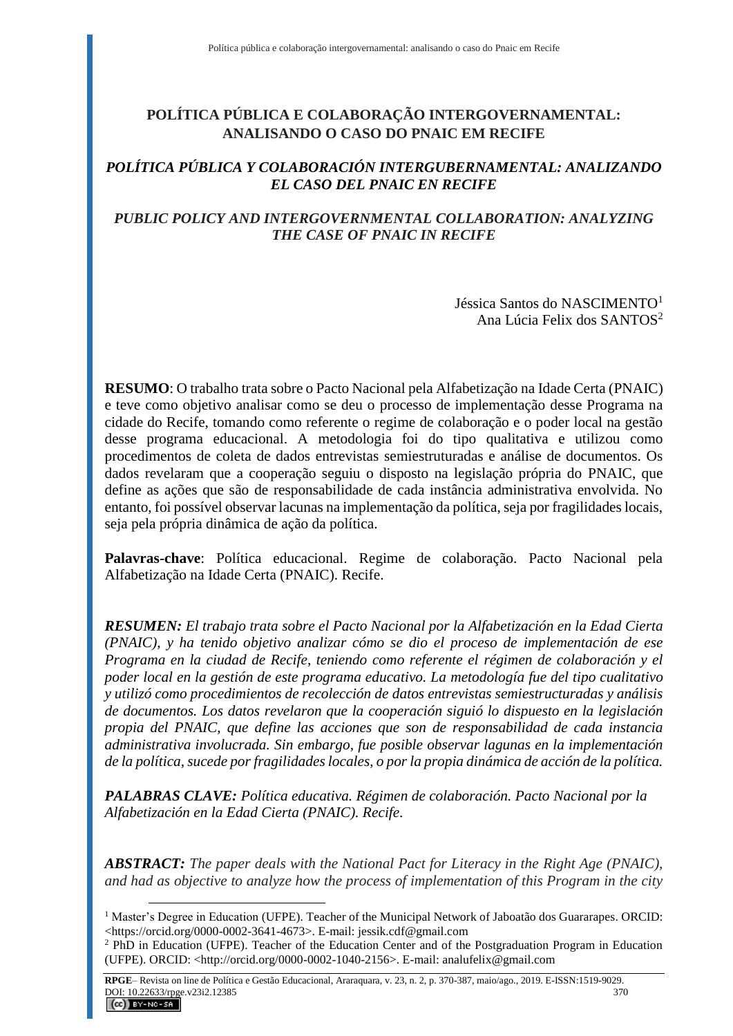# POLÍTICA PÚBLICA E COLABORAÇÃO INTERGOVERNAMENTAL: ANALISANDO O CASO DO PNAIC EM RECIFE

## *POLÍTICA PÚBLICA Y COLABORACIÓN INTERGUBERNAMENTAL: ANALIZANDO EL CASO DEL PNAIC EN RECIFE*

## *PUBLIC POLICY AND INTERGOVERNMENTAL COLLABORATION: ANALYZING THE CASE OF PNAIC IN RECIFE*

Jéssica Santos do NASCIMENTO[1]
Ana Lúcia Felix dos SANTOS[2]

**RESUMO**: O trabalho trata sobre o Pacto Nacional pela Alfabetização na Idade Certa (PNAIC) e teve como objetivo analisar como se deu o processo de implementação desse Programa na cidade do Recife, tomando como referente o regime de colaboração e o poder local na gestão desse programa educacional. A metodologia foi do tipo qualitativa e utilizou como procedimentos de coleta de dados entrevistas semiestruturadas e análise de documentos. Os dados revelaram que a cooperação seguiu o disposto na legislação própria do PNAIC, que define as ações que são de responsabilidade de cada instância administrativa envolvida. No entanto, foi possível observar lacunas na implementação da política, seja por fragilidades locais, seja pela própria dinâmica de ação da política.

**Palavras-chave**: Política educacional. Regime de colaboração. Pacto Nacional pela Alfabetização na Idade Certa (PNAIC). Recife.

***RESUMEN:*** *El trabajo trata sobre el Pacto Nacional por la Alfabetización en la Edad Cierta (PNAIC), y ha tenido objetivo analizar cómo se dio el proceso de implementación de ese Programa en la ciudad de Recife, teniendo como referente el régimen de colaboración y el poder local en la gestión de este programa educativo. La metodología fue del tipo cualitativo y utilizó como procedimientos de recolección de datos entrevistas semiestructuradas y análisis de documentos. Los datos revelaron que la cooperación siguió lo dispuesto en la legislación propia del PNAIC, que define las acciones que son de responsabilidad de cada instancia administrativa involucrada. Sin embargo, fue posible observar lagunas en la implementación de la política, sucede por fragilidades locales, o por la propia dinámica de acción de la política.*

***PALABRAS CLAVE:*** *Política educativa. Régimen de colaboración. Pacto Nacional por la Alfabetización en la Edad Cierta (PNAIC). Recife.*

***ABSTRACT:*** *The paper deals with the National Pact for Literacy in the Right Age (PNAIC), and had as objective to analyze how the process of implementation of this Program in the city*

---

[1] Master's Degree in Education (UFPE). Teacher of the Municipal Network of Jaboatão dos Guararapes. ORCID: <https://orcid.org/0000-0002-3641-4673>. E-mail: jessik.cdf@gmail.com

[2] PhD in Education (UFPE). Teacher of the Education Center and of the Postgraduation Program in Education (UFPE). ORCID: <http://orcid.org/0000-0002-1040-2156>. E-mail: analufelix@gmail.com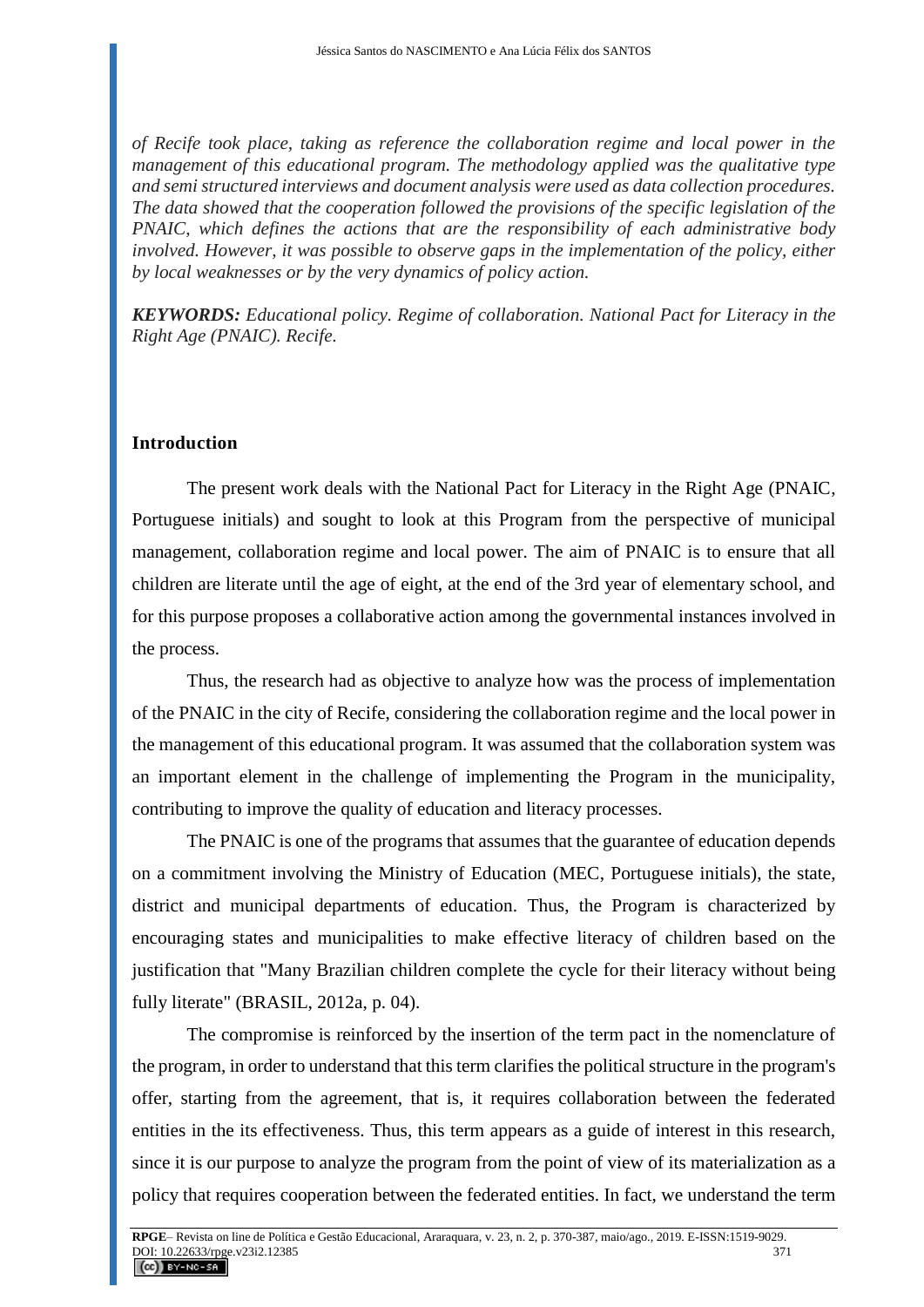*of Recife took place, taking as reference the collaboration regime and local power in the management of this educational program. The methodology applied was the qualitative type and semi structured interviews and document analysis were used as data collection procedures. The data showed that the cooperation followed the provisions of the specific legislation of the PNAIC, which defines the actions that are the responsibility of each administrative body involved. However, it was possible to observe gaps in the implementation of the policy, either by local weaknesses or by the very dynamics of policy action.*

***KEYWORDS:*** *Educational policy. Regime of collaboration. National Pact for Literacy in the Right Age (PNAIC). Recife.*

## Introduction

The present work deals with the National Pact for Literacy in the Right Age (PNAIC, Portuguese initials) and sought to look at this Program from the perspective of municipal management, collaboration regime and local power. The aim of PNAIC is to ensure that all children are literate until the age of eight, at the end of the 3rd year of elementary school, and for this purpose proposes a collaborative action among the governmental instances involved in the process.

Thus, the research had as objective to analyze how was the process of implementation of the PNAIC in the city of Recife, considering the collaboration regime and the local power in the management of this educational program. It was assumed that the collaboration system was an important element in the challenge of implementing the Program in the municipality, contributing to improve the quality of education and literacy processes.

The PNAIC is one of the programs that assumes that the guarantee of education depends on a commitment involving the Ministry of Education (MEC, Portuguese initials), the state, district and municipal departments of education. Thus, the Program is characterized by encouraging states and municipalities to make effective literacy of children based on the justification that "Many Brazilian children complete the cycle for their literacy without being fully literate" (BRASIL, 2012a, p. 04).

The compromise is reinforced by the insertion of the term pact in the nomenclature of the program, in order to understand that this term clarifies the political structure in the program's offer, starting from the agreement, that is, it requires collaboration between the federated entities in the its effectiveness. Thus, this term appears as a guide of interest in this research, since it is our purpose to analyze the program from the point of view of its materialization as a policy that requires cooperation between the federated entities. In fact, we understand the term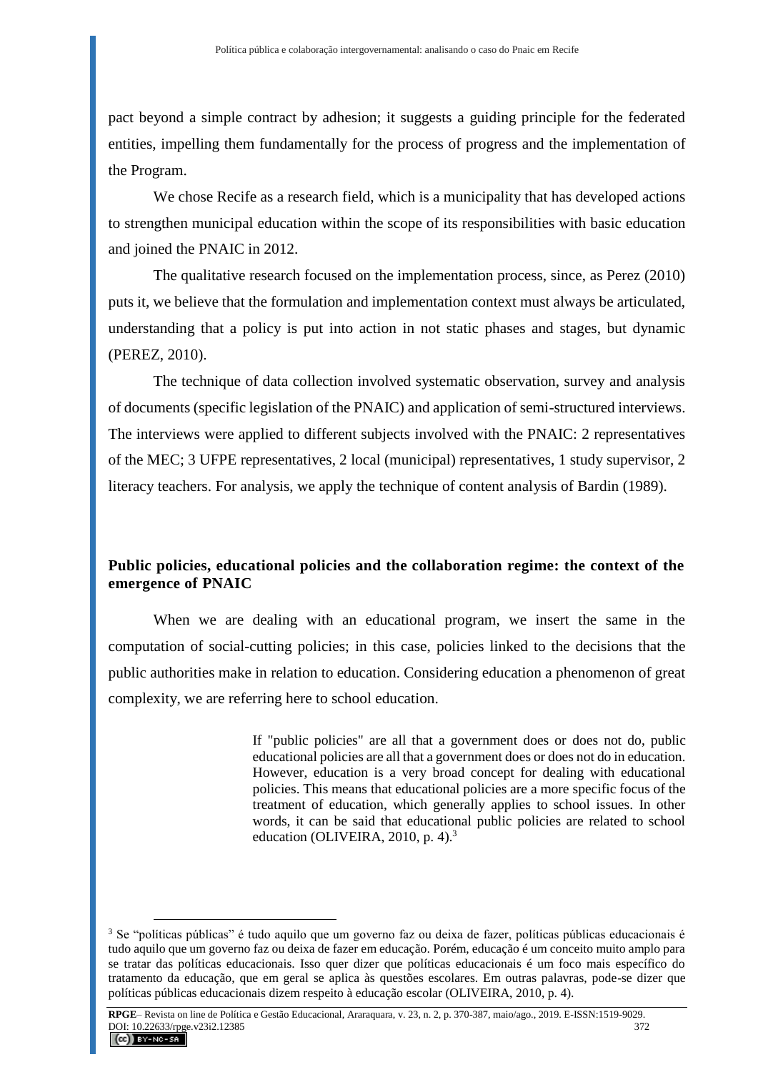pact beyond a simple contract by adhesion; it suggests a guiding principle for the federated entities, impelling them fundamentally for the process of progress and the implementation of the Program.

We chose Recife as a research field, which is a municipality that has developed actions to strengthen municipal education within the scope of its responsibilities with basic education and joined the PNAIC in 2012.

The qualitative research focused on the implementation process, since, as Perez (2010) puts it, we believe that the formulation and implementation context must always be articulated, understanding that a policy is put into action in not static phases and stages, but dynamic (PEREZ, 2010).

The technique of data collection involved systematic observation, survey and analysis of documents (specific legislation of the PNAIC) and application of semi-structured interviews. The interviews were applied to different subjects involved with the PNAIC: 2 representatives of the MEC; 3 UFPE representatives, 2 local (municipal) representatives, 1 study supervisor, 2 literacy teachers. For analysis, we apply the technique of content analysis of Bardin (1989).

## Public policies, educational policies and the collaboration regime: the context of the emergence of PNAIC

When we are dealing with an educational program, we insert the same in the computation of social-cutting policies; in this case, policies linked to the decisions that the public authorities make in relation to education. Considering education a phenomenon of great complexity, we are referring here to school education.

> If "public policies" are all that a government does or does not do, public educational policies are all that a government does or does not do in education. However, education is a very broad concept for dealing with educational policies. This means that educational policies are a more specific focus of the treatment of education, which generally applies to school issues. In other words, it can be said that educational public policies are related to school education (OLIVEIRA, 2010, p. 4).[3]

[3] Se "políticas públicas" é tudo aquilo que um governo faz ou deixa de fazer, políticas públicas educacionais é tudo aquilo que um governo faz ou deixa de fazer em educação. Porém, educação é um conceito muito amplo para se tratar das políticas educacionais. Isso quer dizer que políticas educacionais é um foco mais específico do tratamento da educação, que em geral se aplica às questões escolares. Em outras palavras, pode-se dizer que políticas públicas educacionais dizem respeito à educação escolar (OLIVEIRA, 2010, p. 4).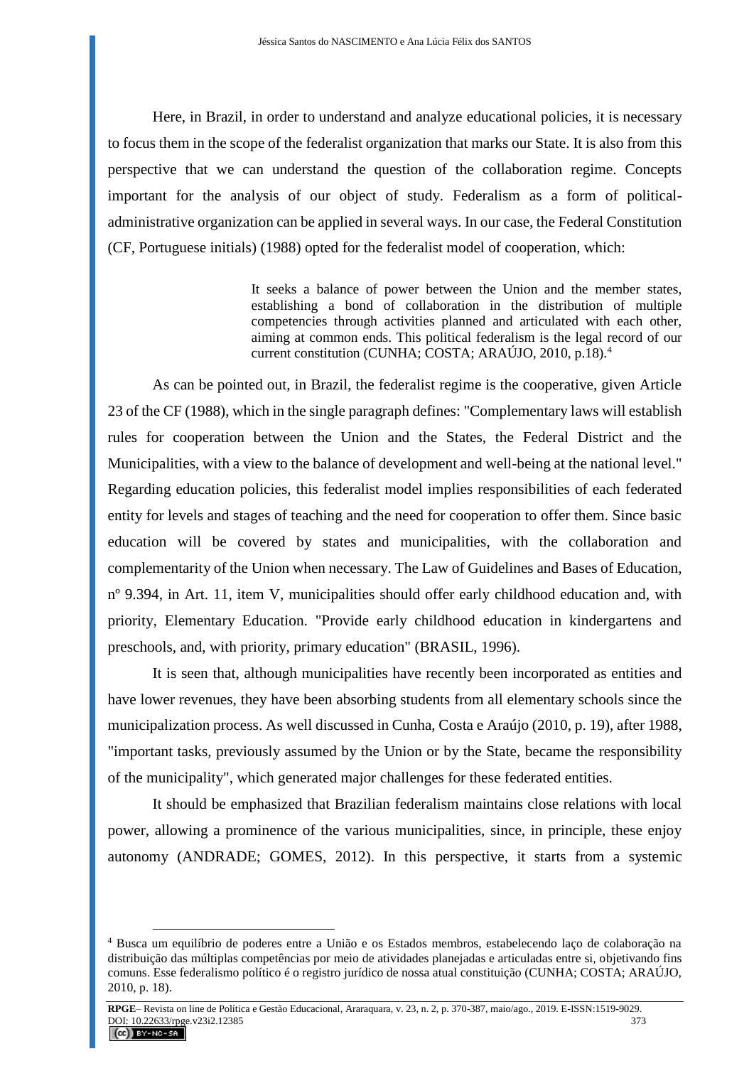Here, in Brazil, in order to understand and analyze educational policies, it is necessary to focus them in the scope of the federalist organization that marks our State. It is also from this perspective that we can understand the question of the collaboration regime. Concepts important for the analysis of our object of study. Federalism as a form of political-administrative organization can be applied in several ways. In our case, the Federal Constitution (CF, Portuguese initials) (1988) opted for the federalist model of cooperation, which:

> It seeks a balance of power between the Union and the member states, establishing a bond of collaboration in the distribution of multiple competencies through activities planned and articulated with each other, aiming at common ends. This political federalism is the legal record of our current constitution (CUNHA; COSTA; ARAÚJO, 2010, p.18).[4]

As can be pointed out, in Brazil, the federalist regime is the cooperative, given Article 23 of the CF (1988), which in the single paragraph defines: "Complementary laws will establish rules for cooperation between the Union and the States, the Federal District and the Municipalities, with a view to the balance of development and well-being at the national level." Regarding education policies, this federalist model implies responsibilities of each federated entity for levels and stages of teaching and the need for cooperation to offer them. Since basic education will be covered by states and municipalities, with the collaboration and complementarity of the Union when necessary. The Law of Guidelines and Bases of Education, nº 9.394, in Art. 11, item V, municipalities should offer early childhood education and, with priority, Elementary Education. "Provide early childhood education in kindergartens and preschools, and, with priority, primary education" (BRASIL, 1996).

It is seen that, although municipalities have recently been incorporated as entities and have lower revenues, they have been absorbing students from all elementary schools since the municipalization process. As well discussed in Cunha, Costa e Araújo (2010, p. 19), after 1988, "important tasks, previously assumed by the Union or by the State, became the responsibility of the municipality", which generated major challenges for these federated entities.

It should be emphasized that Brazilian federalism maintains close relations with local power, allowing a prominence of the various municipalities, since, in principle, these enjoy autonomy (ANDRADE; GOMES, 2012). In this perspective, it starts from a systemic

---

[4] Busca um equilíbrio de poderes entre a União e os Estados membros, estabelecendo laço de colaboração na distribuição das múltiplas competências por meio de atividades planejadas e articuladas entre si, objetivando fins comuns. Esse federalismo político é o registro jurídico de nossa atual constituição (CUNHA; COSTA; ARAÚJO, 2010, p. 18).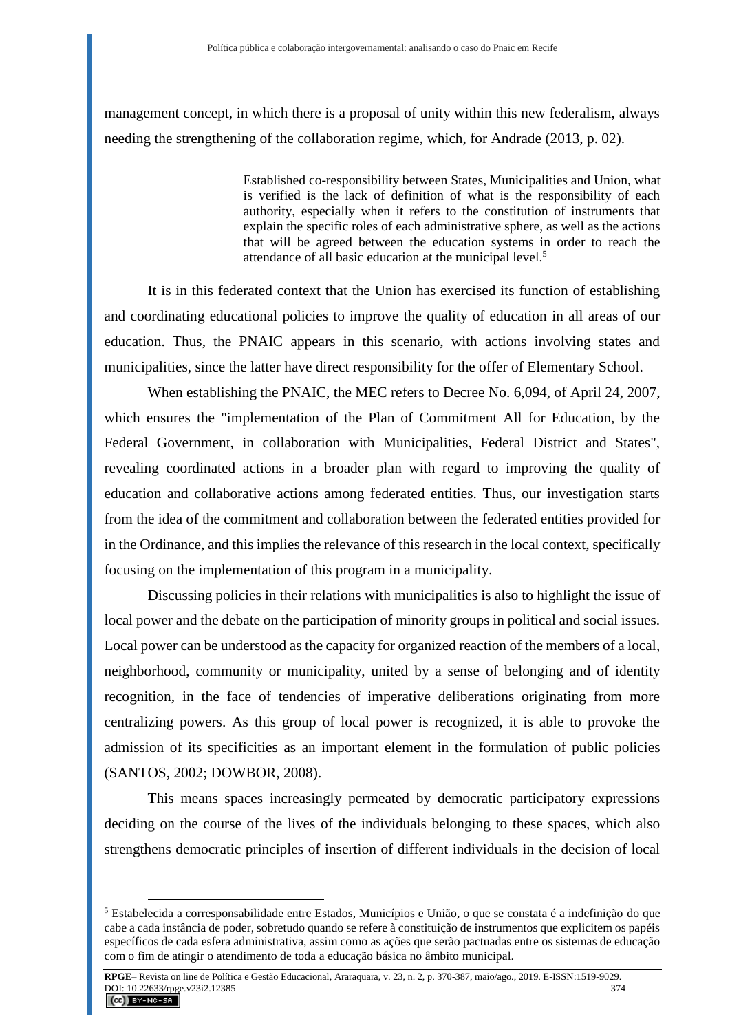management concept, in which there is a proposal of unity within this new federalism, always needing the strengthening of the collaboration regime, which, for Andrade (2013, p. 02).

> Established co-responsibility between States, Municipalities and Union, what is verified is the lack of definition of what is the responsibility of each authority, especially when it refers to the constitution of instruments that explain the specific roles of each administrative sphere, as well as the actions that will be agreed between the education systems in order to reach the attendance of all basic education at the municipal level.[5]

It is in this federated context that the Union has exercised its function of establishing and coordinating educational policies to improve the quality of education in all areas of our education. Thus, the PNAIC appears in this scenario, with actions involving states and municipalities, since the latter have direct responsibility for the offer of Elementary School.

When establishing the PNAIC, the MEC refers to Decree No. 6,094, of April 24, 2007, which ensures the "implementation of the Plan of Commitment All for Education, by the Federal Government, in collaboration with Municipalities, Federal District and States", revealing coordinated actions in a broader plan with regard to improving the quality of education and collaborative actions among federated entities. Thus, our investigation starts from the idea of the commitment and collaboration between the federated entities provided for in the Ordinance, and this implies the relevance of this research in the local context, specifically focusing on the implementation of this program in a municipality.

Discussing policies in their relations with municipalities is also to highlight the issue of local power and the debate on the participation of minority groups in political and social issues. Local power can be understood as the capacity for organized reaction of the members of a local, neighborhood, community or municipality, united by a sense of belonging and of identity recognition, in the face of tendencies of imperative deliberations originating from more centralizing powers. As this group of local power is recognized, it is able to provoke the admission of its specificities as an important element in the formulation of public policies (SANTOS, 2002; DOWBOR, 2008).

This means spaces increasingly permeated by democratic participatory expressions deciding on the course of the lives of the individuals belonging to these spaces, which also strengthens democratic principles of insertion of different individuals in the decision of local

---

[5] Estabelecida a corresponsabilidade entre Estados, Municípios e União, o que se constata é a indefinição do que cabe a cada instância de poder, sobretudo quando se refere à constituição de instrumentos que explicitem os papéis específicos de cada esfera administrativa, assim como as ações que serão pactuadas entre os sistemas de educação com o fim de atingir o atendimento de toda a educação básica no âmbito municipal.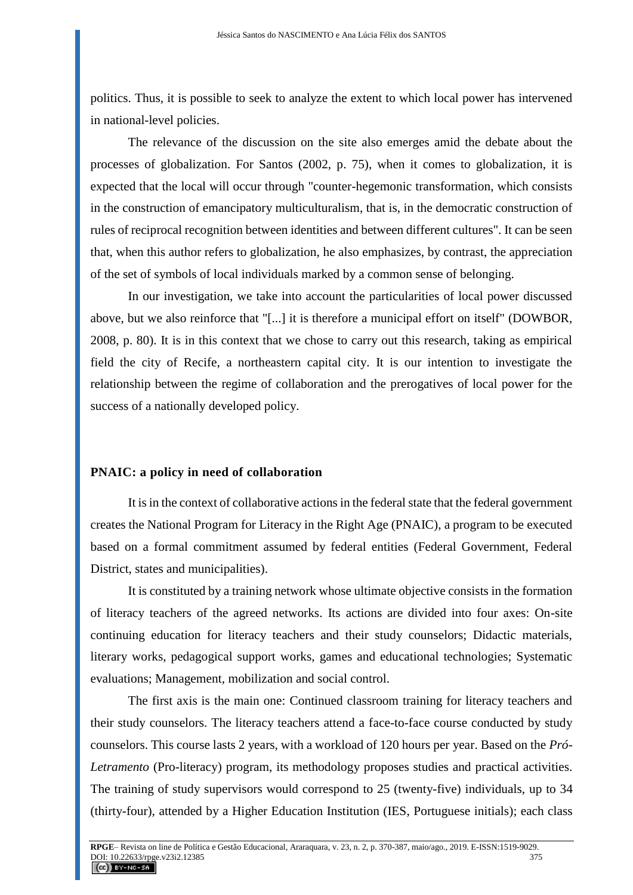politics. Thus, it is possible to seek to analyze the extent to which local power has intervened in national-level policies.

The relevance of the discussion on the site also emerges amid the debate about the processes of globalization. For Santos (2002, p. 75), when it comes to globalization, it is expected that the local will occur through "counter-hegemonic transformation, which consists in the construction of emancipatory multiculturalism, that is, in the democratic construction of rules of reciprocal recognition between identities and between different cultures". It can be seen that, when this author refers to globalization, he also emphasizes, by contrast, the appreciation of the set of symbols of local individuals marked by a common sense of belonging.

In our investigation, we take into account the particularities of local power discussed above, but we also reinforce that "[...] it is therefore a municipal effort on itself" (DOWBOR, 2008, p. 80). It is in this context that we chose to carry out this research, taking as empirical field the city of Recife, a northeastern capital city. It is our intention to investigate the relationship between the regime of collaboration and the prerogatives of local power for the success of a nationally developed policy.

## PNAIC: a policy in need of collaboration

It is in the context of collaborative actions in the federal state that the federal government creates the National Program for Literacy in the Right Age (PNAIC), a program to be executed based on a formal commitment assumed by federal entities (Federal Government, Federal District, states and municipalities).

It is constituted by a training network whose ultimate objective consists in the formation of literacy teachers of the agreed networks. Its actions are divided into four axes: On-site continuing education for literacy teachers and their study counselors; Didactic materials, literary works, pedagogical support works, games and educational technologies; Systematic evaluations; Management, mobilization and social control.

The first axis is the main one: Continued classroom training for literacy teachers and their study counselors. The literacy teachers attend a face-to-face course conducted by study counselors. This course lasts 2 years, with a workload of 120 hours per year. Based on the *Pró-Letramento* (Pro-literacy) program, its methodology proposes studies and practical activities. The training of study supervisors would correspond to 25 (twenty-five) individuals, up to 34 (thirty-four), attended by a Higher Education Institution (IES, Portuguese initials); each class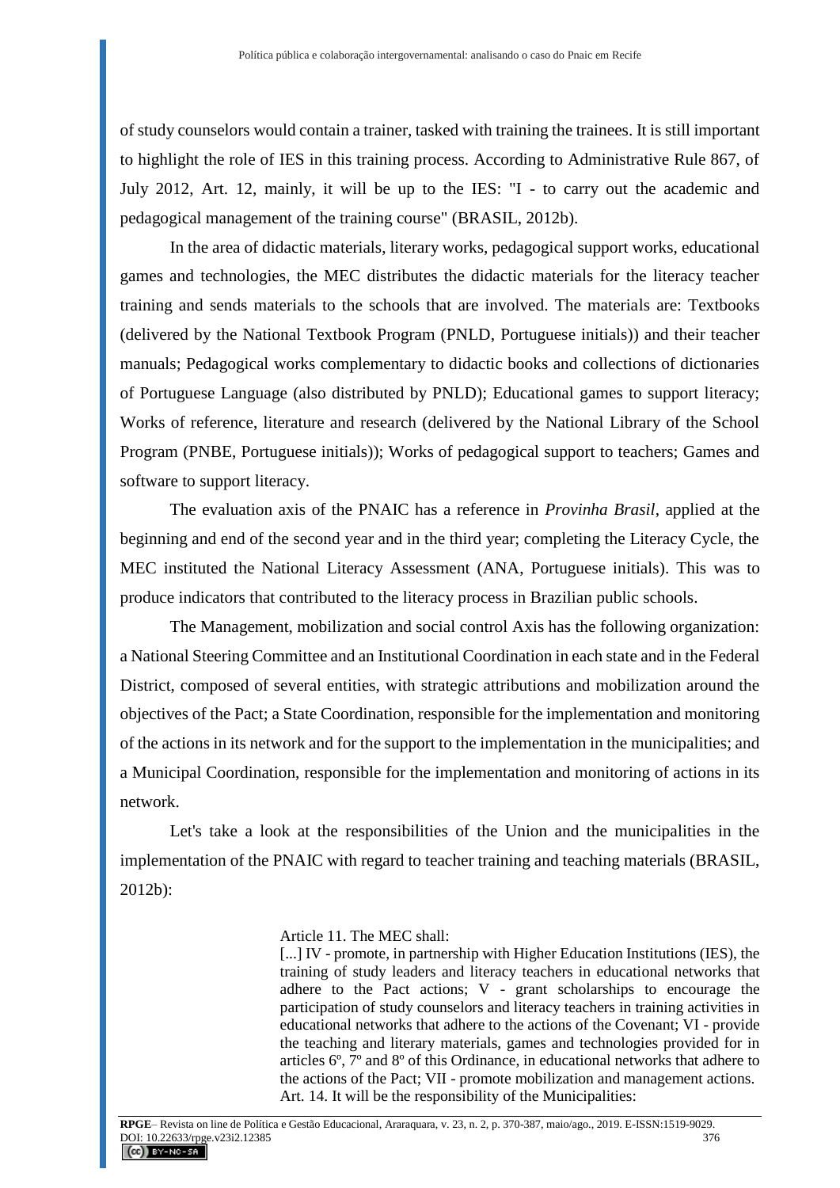of study counselors would contain a trainer, tasked with training the trainees. It is still important to highlight the role of IES in this training process. According to Administrative Rule 867, of July 2012, Art. 12, mainly, it will be up to the IES: "I - to carry out the academic and pedagogical management of the training course" (BRASIL, 2012b).

In the area of didactic materials, literary works, pedagogical support works, educational games and technologies, the MEC distributes the didactic materials for the literacy teacher training and sends materials to the schools that are involved. The materials are: Textbooks (delivered by the National Textbook Program (PNLD, Portuguese initials)) and their teacher manuals; Pedagogical works complementary to didactic books and collections of dictionaries of Portuguese Language (also distributed by PNLD); Educational games to support literacy; Works of reference, literature and research (delivered by the National Library of the School Program (PNBE, Portuguese initials)); Works of pedagogical support to teachers; Games and software to support literacy.

The evaluation axis of the PNAIC has a reference in *Provinha Brasil*, applied at the beginning and end of the second year and in the third year; completing the Literacy Cycle, the MEC instituted the National Literacy Assessment (ANA, Portuguese initials). This was to produce indicators that contributed to the literacy process in Brazilian public schools.

The Management, mobilization and social control Axis has the following organization: a National Steering Committee and an Institutional Coordination in each state and in the Federal District, composed of several entities, with strategic attributions and mobilization around the objectives of the Pact; a State Coordination, responsible for the implementation and monitoring of the actions in its network and for the support to the implementation in the municipalities; and a Municipal Coordination, responsible for the implementation and monitoring of actions in its network.

Let's take a look at the responsibilities of the Union and the municipalities in the implementation of the PNAIC with regard to teacher training and teaching materials (BRASIL, 2012b):

> Article 11. The MEC shall:
> [...] IV - promote, in partnership with Higher Education Institutions (IES), the training of study leaders and literacy teachers in educational networks that adhere to the Pact actions; V - grant scholarships to encourage the participation of study counselors and literacy teachers in training activities in educational networks that adhere to the actions of the Covenant; VI - provide the teaching and literary materials, games and technologies provided for in articles 6º, 7º and 8º of this Ordinance, in educational networks that adhere to the actions of the Pact; VII - promote mobilization and management actions.
> Art. 14. It will be the responsibility of the Municipalities: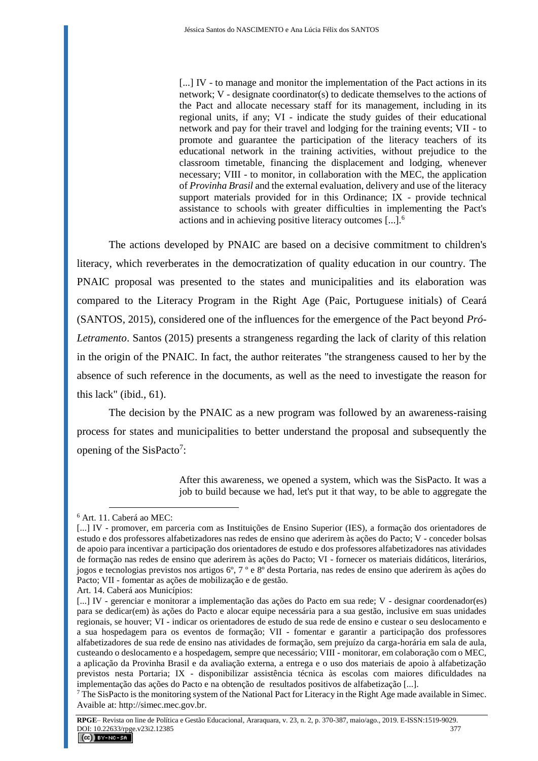> [...] IV - to manage and monitor the implementation of the Pact actions in its network; V - designate coordinator(s) to dedicate themselves to the actions of the Pact and allocate necessary staff for its management, including in its regional units, if any; VI - indicate the study guides of their educational network and pay for their travel and lodging for the training events; VII - to promote and guarantee the participation of the literacy teachers of its educational network in the training activities, without prejudice to the classroom timetable, financing the displacement and lodging, whenever necessary; VIII - to monitor, in collaboration with the MEC, the application of *Provinha Brasil* and the external evaluation, delivery and use of the literacy support materials provided for in this Ordinance; IX - provide technical assistance to schools with greater difficulties in implementing the Pact's actions and in achieving positive literacy outcomes [...].[6]

The actions developed by PNAIC are based on a decisive commitment to children's literacy, which reverberates in the democratization of quality education in our country. The PNAIC proposal was presented to the states and municipalities and its elaboration was compared to the Literacy Program in the Right Age (Paic, Portuguese initials) of Ceará (SANTOS, 2015), considered one of the influences for the emergence of the Pact beyond *Pró-Letramento*. Santos (2015) presents a strangeness regarding the lack of clarity of this relation in the origin of the PNAIC. In fact, the author reiterates "the strangeness caused to her by the absence of such reference in the documents, as well as the need to investigate the reason for this lack" (ibid., 61).

The decision by the PNAIC as a new program was followed by an awareness-raising process for states and municipalities to better understand the proposal and subsequently the opening of the SisPacto[7]:

> After this awareness, we opened a system, which was the SisPacto. It was a job to build because we had, let's put it that way, to be able to aggregate the

---

[6] Art. 11. Caberá ao MEC:
[...] IV - promover, em parceria com as Instituições de Ensino Superior (IES), a formação dos orientadores de estudo e dos professores alfabetizadores nas redes de ensino que aderirem às ações do Pacto; V - conceder bolsas de apoio para incentivar a participação dos orientadores de estudo e dos professores alfabetizadores nas atividades de formação nas redes de ensino que aderirem às ações do Pacto; VI - fornecer os materiais didáticos, literários, jogos e tecnologias previstos nos artigos 6º, 7 º e 8º desta Portaria, nas redes de ensino que aderirem às ações do Pacto; VII - fomentar as ações de mobilização e de gestão.
Art. 14. Caberá aos Municípios:
[...] IV - gerenciar e monitorar a implementação das ações do Pacto em sua rede; V - designar coordenador(es) para se dedicar(em) às ações do Pacto e alocar equipe necessária para a sua gestão, inclusive em suas unidades regionais, se houver; VI - indicar os orientadores de estudo de sua rede de ensino e custear o seu deslocamento e a sua hospedagem para os eventos de formação; VII - fomentar e garantir a participação dos professores alfabetizadores de sua rede de ensino nas atividades de formação, sem prejuízo da carga-horária em sala de aula, custeando o deslocamento e a hospedagem, sempre que necessário; VIII - monitorar, em colaboração com o MEC, a aplicação da Provinha Brasil e da avaliação externa, a entrega e o uso dos materiais de apoio à alfabetização previstos nesta Portaria; IX - disponibilizar assistência técnica às escolas com maiores dificuldades na implementação das ações do Pacto e na obtenção de resultados positivos de alfabetização [...].

[7] The SisPacto is the monitoring system of the National Pact for Literacy in the Right Age made available in Simec. Avaible at: http://simec.mec.gov.br.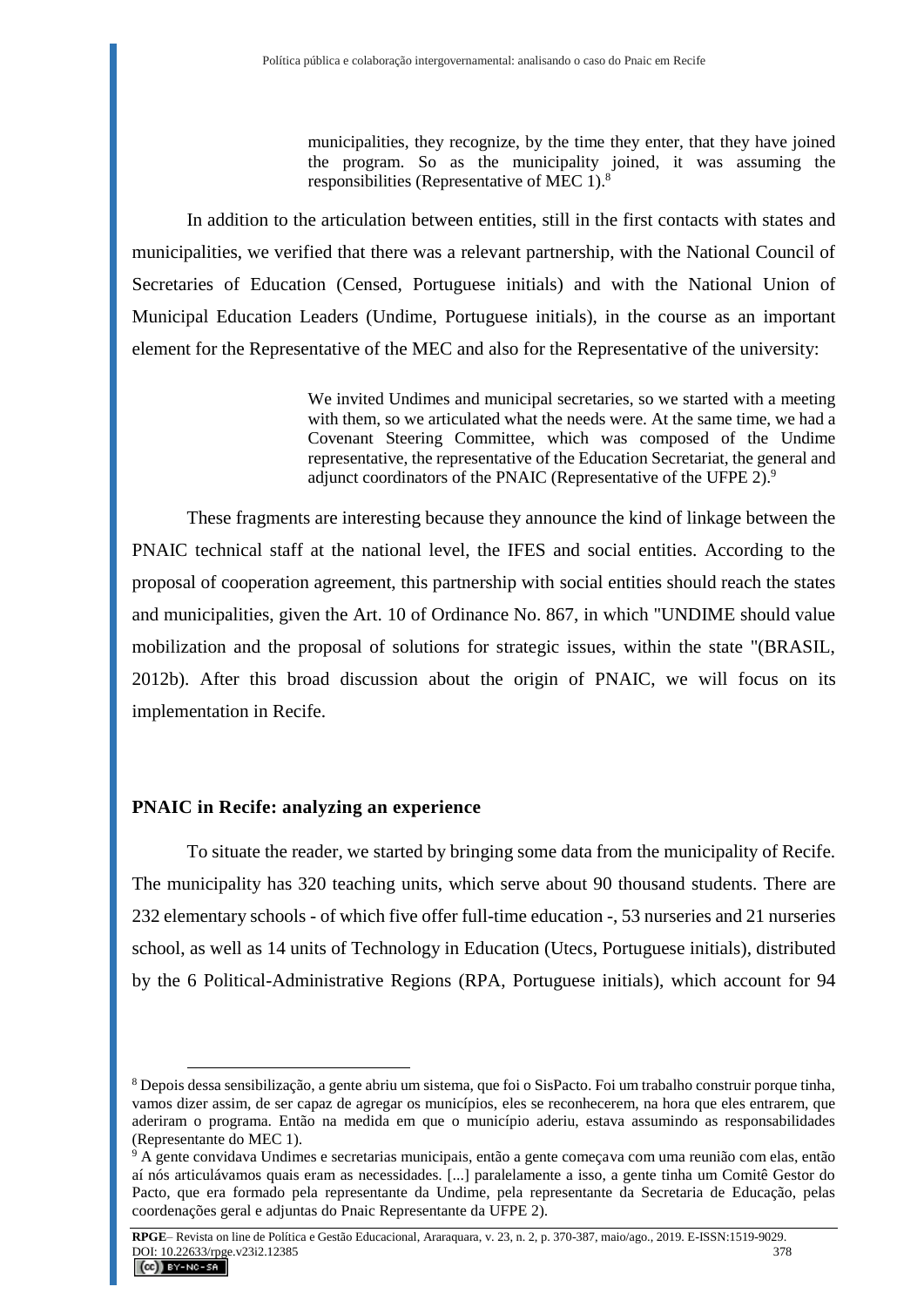> municipalities, they recognize, by the time they enter, that they have joined the program. So as the municipality joined, it was assuming the responsibilities (Representative of MEC 1).[8]

In addition to the articulation between entities, still in the first contacts with states and municipalities, we verified that there was a relevant partnership, with the National Council of Secretaries of Education (Censed, Portuguese initials) and with the National Union of Municipal Education Leaders (Undime, Portuguese initials), in the course as an important element for the Representative of the MEC and also for the Representative of the university:

> We invited Undimes and municipal secretaries, so we started with a meeting with them, so we articulated what the needs were. At the same time, we had a Covenant Steering Committee, which was composed of the Undime representative, the representative of the Education Secretariat, the general and adjunct coordinators of the PNAIC (Representative of the UFPE 2).[9]

These fragments are interesting because they announce the kind of linkage between the PNAIC technical staff at the national level, the IFES and social entities. According to the proposal of cooperation agreement, this partnership with social entities should reach the states and municipalities, given the Art. 10 of Ordinance No. 867, in which "UNDIME should value mobilization and the proposal of solutions for strategic issues, within the state "(BRASIL, 2012b). After this broad discussion about the origin of PNAIC, we will focus on its implementation in Recife.

## PNAIC in Recife: analyzing an experience

To situate the reader, we started by bringing some data from the municipality of Recife. The municipality has 320 teaching units, which serve about 90 thousand students. There are 232 elementary schools - of which five offer full-time education -, 53 nurseries and 21 nurseries school, as well as 14 units of Technology in Education (Utecs, Portuguese initials), distributed by the 6 Political-Administrative Regions (RPA, Portuguese initials), which account for 94

---

[8] Depois dessa sensibilização, a gente abriu um sistema, que foi o SisPacto. Foi um trabalho construir porque tinha, vamos dizer assim, de ser capaz de agregar os municípios, eles se reconhecerem, na hora que eles entrarem, que aderiram o programa. Então na medida em que o município aderiu, estava assumindo as responsabilidades (Representante do MEC 1).

[9] A gente convidava Undimes e secretarias municipais, então a gente começava com uma reunião com elas, então aí nós articulávamos quais eram as necessidades. [...] paralelamente a isso, a gente tinha um Comitê Gestor do Pacto, que era formado pela representante da Undime, pela representante da Secretaria de Educação, pelas coordenações geral e adjuntas do Pnaic Representante da UFPE 2).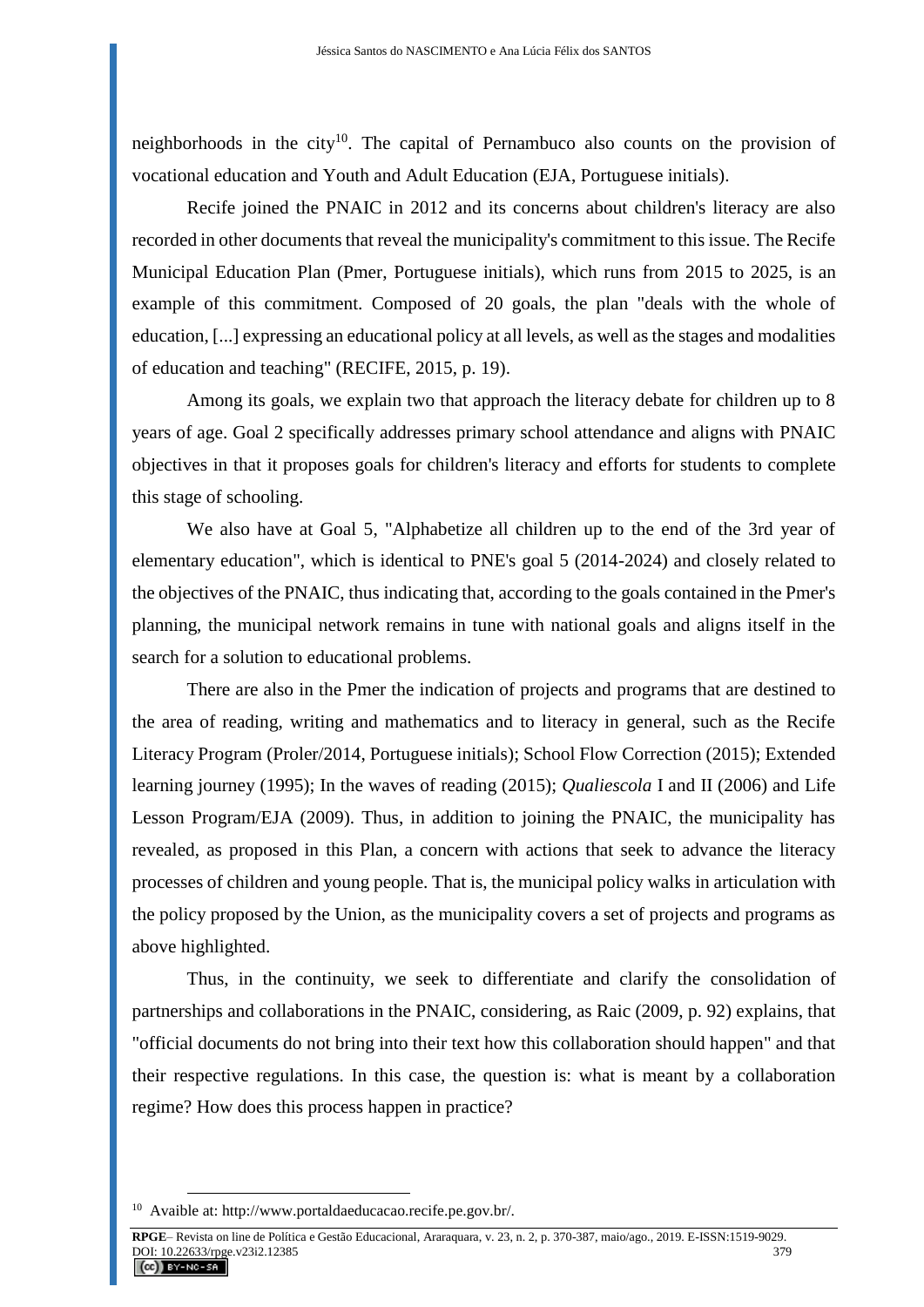neighborhoods in the city[10]. The capital of Pernambuco also counts on the provision of vocational education and Youth and Adult Education (EJA, Portuguese initials).

Recife joined the PNAIC in 2012 and its concerns about children's literacy are also recorded in other documents that reveal the municipality's commitment to this issue. The Recife Municipal Education Plan (Pmer, Portuguese initials), which runs from 2015 to 2025, is an example of this commitment. Composed of 20 goals, the plan "deals with the whole of education, [...] expressing an educational policy at all levels, as well as the stages and modalities of education and teaching" (RECIFE, 2015, p. 19).

Among its goals, we explain two that approach the literacy debate for children up to 8 years of age. Goal 2 specifically addresses primary school attendance and aligns with PNAIC objectives in that it proposes goals for children's literacy and efforts for students to complete this stage of schooling.

We also have at Goal 5, "Alphabetize all children up to the end of the 3rd year of elementary education", which is identical to PNE's goal 5 (2014-2024) and closely related to the objectives of the PNAIC, thus indicating that, according to the goals contained in the Pmer's planning, the municipal network remains in tune with national goals and aligns itself in the search for a solution to educational problems.

There are also in the Pmer the indication of projects and programs that are destined to the area of reading, writing and mathematics and to literacy in general, such as the Recife Literacy Program (Proler/2014, Portuguese initials); School Flow Correction (2015); Extended learning journey (1995); In the waves of reading (2015); *Qualiescola* I and II (2006) and Life Lesson Program/EJA (2009). Thus, in addition to joining the PNAIC, the municipality has revealed, as proposed in this Plan, a concern with actions that seek to advance the literacy processes of children and young people. That is, the municipal policy walks in articulation with the policy proposed by the Union, as the municipality covers a set of projects and programs as above highlighted.

Thus, in the continuity, we seek to differentiate and clarify the consolidation of partnerships and collaborations in the PNAIC, considering, as Raic (2009, p. 92) explains, that "official documents do not bring into their text how this collaboration should happen" and that their respective regulations. In this case, the question is: what is meant by a collaboration regime? How does this process happen in practice?

---

[10] Avaible at: http://www.portaldaeducacao.recife.pe.gov.br/.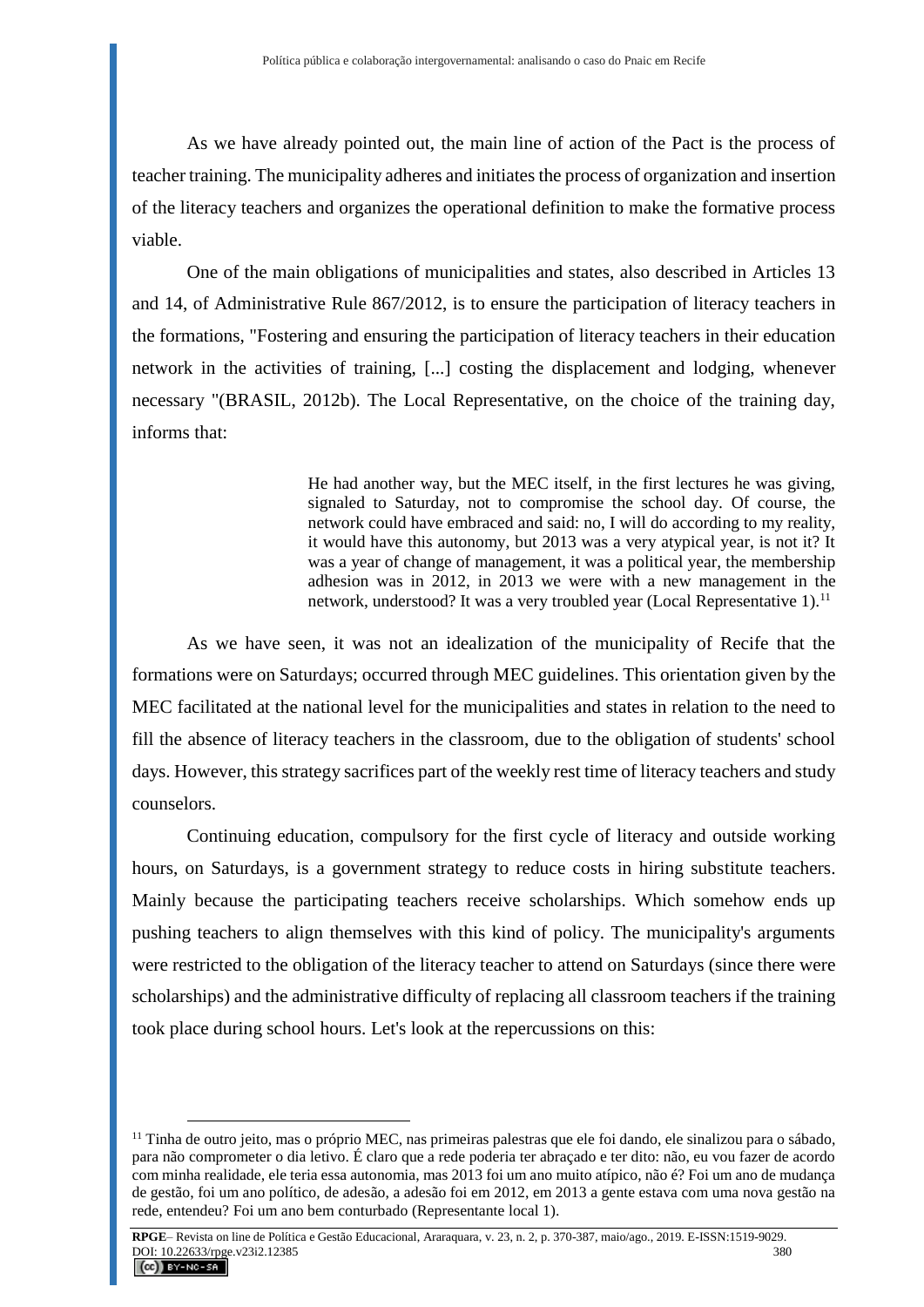As we have already pointed out, the main line of action of the Pact is the process of teacher training. The municipality adheres and initiates the process of organization and insertion of the literacy teachers and organizes the operational definition to make the formative process viable.

One of the main obligations of municipalities and states, also described in Articles 13 and 14, of Administrative Rule 867/2012, is to ensure the participation of literacy teachers in the formations, "Fostering and ensuring the participation of literacy teachers in their education network in the activities of training, [...] costing the displacement and lodging, whenever necessary "(BRASIL, 2012b). The Local Representative, on the choice of the training day, informs that:

> He had another way, but the MEC itself, in the first lectures he was giving, signaled to Saturday, not to compromise the school day. Of course, the network could have embraced and said: no, I will do according to my reality, it would have this autonomy, but 2013 was a very atypical year, is not it? It was a year of change of management, it was a political year, the membership adhesion was in 2012, in 2013 we were with a new management in the network, understood? It was a very troubled year (Local Representative 1).[11]

As we have seen, it was not an idealization of the municipality of Recife that the formations were on Saturdays; occurred through MEC guidelines. This orientation given by the MEC facilitated at the national level for the municipalities and states in relation to the need to fill the absence of literacy teachers in the classroom, due to the obligation of students' school days. However, this strategy sacrifices part of the weekly rest time of literacy teachers and study counselors.

Continuing education, compulsory for the first cycle of literacy and outside working hours, on Saturdays, is a government strategy to reduce costs in hiring substitute teachers. Mainly because the participating teachers receive scholarships. Which somehow ends up pushing teachers to align themselves with this kind of policy. The municipality's arguments were restricted to the obligation of the literacy teacher to attend on Saturdays (since there were scholarships) and the administrative difficulty of replacing all classroom teachers if the training took place during school hours. Let's look at the repercussions on this:

---

[11] Tinha de outro jeito, mas o próprio MEC, nas primeiras palestras que ele foi dando, ele sinalizou para o sábado, para não comprometer o dia letivo. É claro que a rede poderia ter abraçado e ter dito: não, eu vou fazer de acordo com minha realidade, ele teria essa autonomia, mas 2013 foi um ano muito atípico, não é? Foi um ano de mudança de gestão, foi um ano político, de adesão, a adesão foi em 2012, em 2013 a gente estava com uma nova gestão na rede, entendeu? Foi um ano bem conturbado (Representante local 1).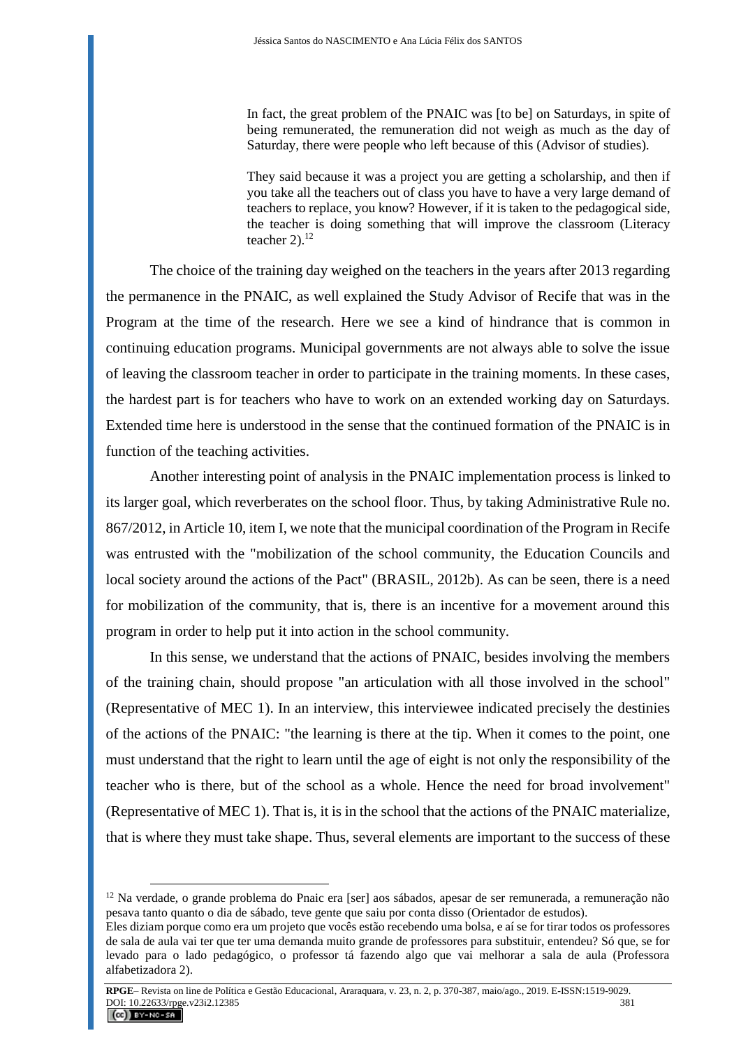> In fact, the great problem of the PNAIC was [to be] on Saturdays, in spite of being remunerated, the remuneration did not weigh as much as the day of Saturday, there were people who left because of this (Advisor of studies).
>
> They said because it was a project you are getting a scholarship, and then if you take all the teachers out of class you have to have a very large demand of teachers to replace, you know? However, if it is taken to the pedagogical side, the teacher is doing something that will improve the classroom (Literacy teacher 2).[12]

The choice of the training day weighed on the teachers in the years after 2013 regarding the permanence in the PNAIC, as well explained the Study Advisor of Recife that was in the Program at the time of the research. Here we see a kind of hindrance that is common in continuing education programs. Municipal governments are not always able to solve the issue of leaving the classroom teacher in order to participate in the training moments. In these cases, the hardest part is for teachers who have to work on an extended working day on Saturdays. Extended time here is understood in the sense that the continued formation of the PNAIC is in function of the teaching activities.

Another interesting point of analysis in the PNAIC implementation process is linked to its larger goal, which reverberates on the school floor. Thus, by taking Administrative Rule no. 867/2012, in Article 10, item I, we note that the municipal coordination of the Program in Recife was entrusted with the "mobilization of the school community, the Education Councils and local society around the actions of the Pact" (BRASIL, 2012b). As can be seen, there is a need for mobilization of the community, that is, there is an incentive for a movement around this program in order to help put it into action in the school community.

In this sense, we understand that the actions of PNAIC, besides involving the members of the training chain, should propose "an articulation with all those involved in the school" (Representative of MEC 1). In an interview, this interviewee indicated precisely the destinies of the actions of the PNAIC: "the learning is there at the tip. When it comes to the point, one must understand that the right to learn until the age of eight is not only the responsibility of the teacher who is there, but of the school as a whole. Hence the need for broad involvement" (Representative of MEC 1). That is, it is in the school that the actions of the PNAIC materialize, that is where they must take shape. Thus, several elements are important to the success of these

---

[12] Na verdade, o grande problema do Pnaic era [ser] aos sábados, apesar de ser remunerada, a remuneração não pesava tanto quanto o dia de sábado, teve gente que saiu por conta disso (Orientador de estudos).
Eles diziam porque como era um projeto que vocês estão recebendo uma bolsa, e aí se for tirar todos os professores de sala de aula vai ter que ter uma demanda muito grande de professores para substituir, entendeu? Só que, se for levado para o lado pedagógico, o professor tá fazendo algo que vai melhorar a sala de aula (Professora alfabetizadora 2).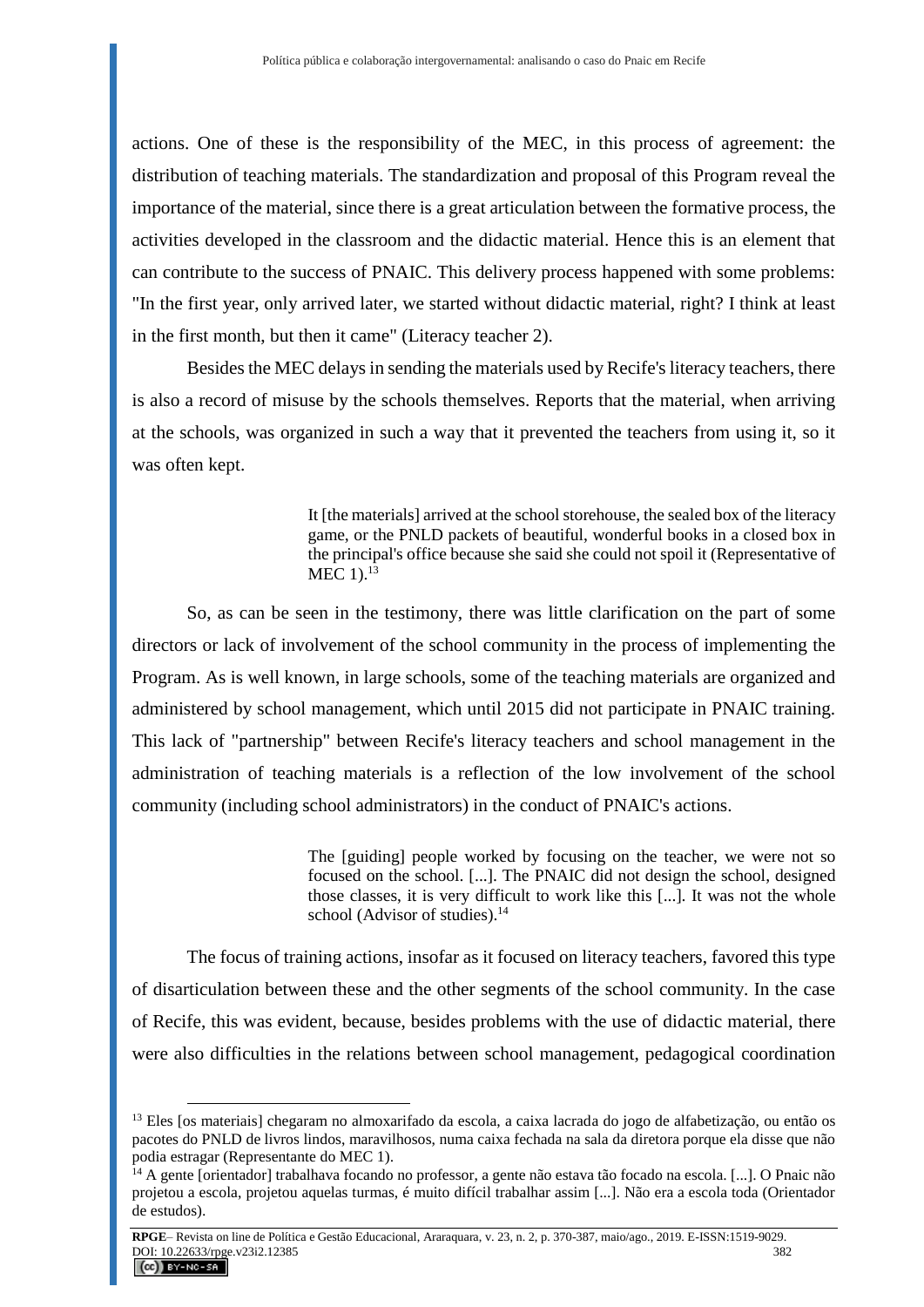actions. One of these is the responsibility of the MEC, in this process of agreement: the distribution of teaching materials. The standardization and proposal of this Program reveal the importance of the material, since there is a great articulation between the formative process, the activities developed in the classroom and the didactic material. Hence this is an element that can contribute to the success of PNAIC. This delivery process happened with some problems: "In the first year, only arrived later, we started without didactic material, right? I think at least in the first month, but then it came" (Literacy teacher 2).

Besides the MEC delays in sending the materials used by Recife's literacy teachers, there is also a record of misuse by the schools themselves. Reports that the material, when arriving at the schools, was organized in such a way that it prevented the teachers from using it, so it was often kept.

> It [the materials] arrived at the school storehouse, the sealed box of the literacy game, or the PNLD packets of beautiful, wonderful books in a closed box in the principal's office because she said she could not spoil it (Representative of MEC 1).[13]

So, as can be seen in the testimony, there was little clarification on the part of some directors or lack of involvement of the school community in the process of implementing the Program. As is well known, in large schools, some of the teaching materials are organized and administered by school management, which until 2015 did not participate in PNAIC training. This lack of "partnership" between Recife's literacy teachers and school management in the administration of teaching materials is a reflection of the low involvement of the school community (including school administrators) in the conduct of PNAIC's actions.

> The [guiding] people worked by focusing on the teacher, we were not so focused on the school. [...]. The PNAIC did not design the school, designed those classes, it is very difficult to work like this [...]. It was not the whole school (Advisor of studies).[14]

The focus of training actions, insofar as it focused on literacy teachers, favored this type of disarticulation between these and the other segments of the school community. In the case of Recife, this was evident, because, besides problems with the use of didactic material, there were also difficulties in the relations between school management, pedagogical coordination

---

[13] Eles [os materiais] chegaram no almoxarifado da escola, a caixa lacrada do jogo de alfabetização, ou então os pacotes do PNLD de livros lindos, maravilhosos, numa caixa fechada na sala da diretora porque ela disse que não podia estragar (Representante do MEC 1).

[14] A gente [orientador] trabalhava focando no professor, a gente não estava tão focado na escola. [...]. O Pnaic não projetou a escola, projetou aquelas turmas, é muito difícil trabalhar assim [...]. Não era a escola toda (Orientador de estudos).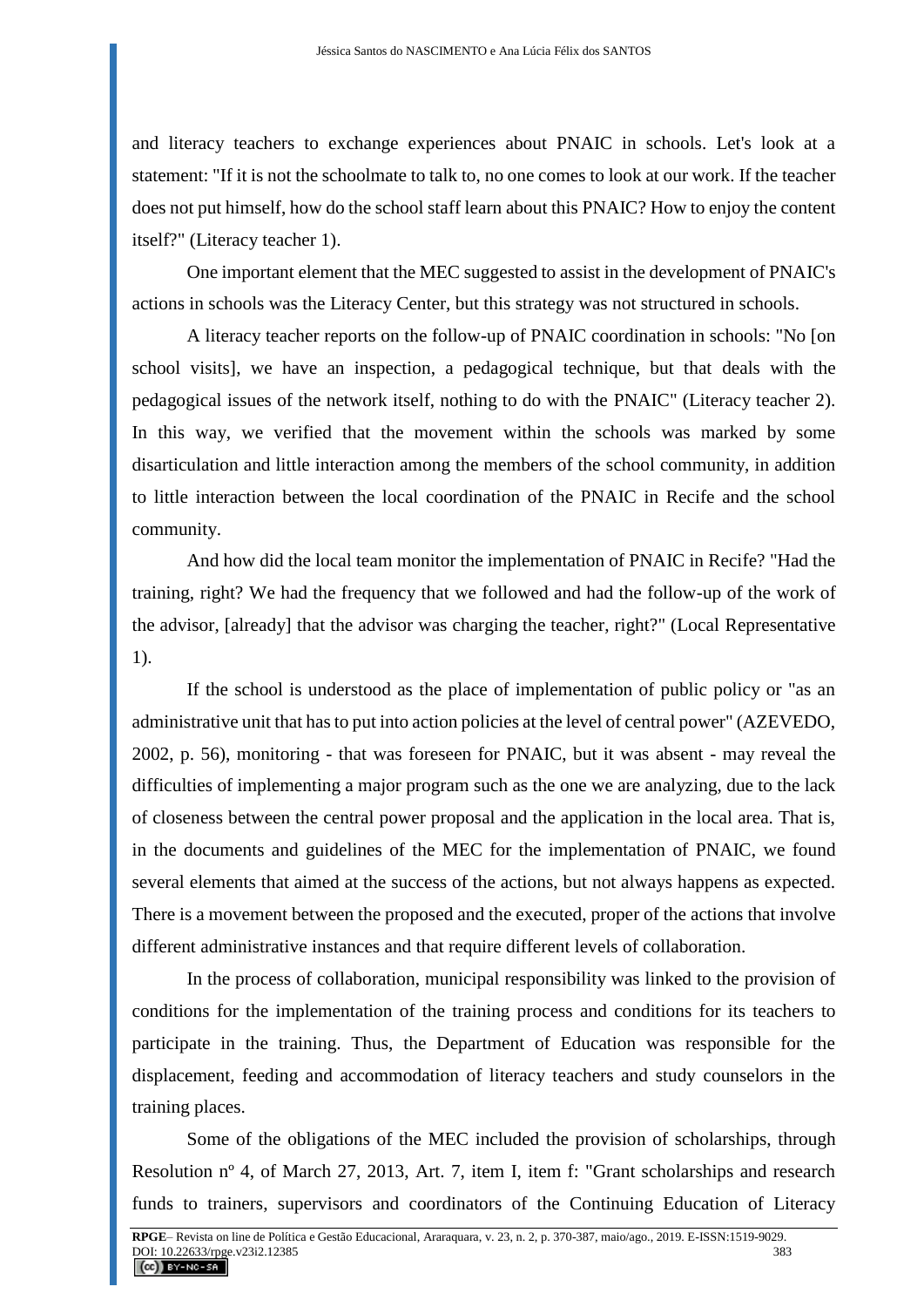and literacy teachers to exchange experiences about PNAIC in schools. Let's look at a statement: "If it is not the schoolmate to talk to, no one comes to look at our work. If the teacher does not put himself, how do the school staff learn about this PNAIC? How to enjoy the content itself?" (Literacy teacher 1).

One important element that the MEC suggested to assist in the development of PNAIC's actions in schools was the Literacy Center, but this strategy was not structured in schools.

A literacy teacher reports on the follow-up of PNAIC coordination in schools: "No [on school visits], we have an inspection, a pedagogical technique, but that deals with the pedagogical issues of the network itself, nothing to do with the PNAIC" (Literacy teacher 2). In this way, we verified that the movement within the schools was marked by some disarticulation and little interaction among the members of the school community, in addition to little interaction between the local coordination of the PNAIC in Recife and the school community.

And how did the local team monitor the implementation of PNAIC in Recife? "Had the training, right? We had the frequency that we followed and had the follow-up of the work of the advisor, [already] that the advisor was charging the teacher, right?" (Local Representative 1).

If the school is understood as the place of implementation of public policy or "as an administrative unit that has to put into action policies at the level of central power" (AZEVEDO, 2002, p. 56), monitoring - that was foreseen for PNAIC, but it was absent - may reveal the difficulties of implementing a major program such as the one we are analyzing, due to the lack of closeness between the central power proposal and the application in the local area. That is, in the documents and guidelines of the MEC for the implementation of PNAIC, we found several elements that aimed at the success of the actions, but not always happens as expected. There is a movement between the proposed and the executed, proper of the actions that involve different administrative instances and that require different levels of collaboration.

In the process of collaboration, municipal responsibility was linked to the provision of conditions for the implementation of the training process and conditions for its teachers to participate in the training. Thus, the Department of Education was responsible for the displacement, feeding and accommodation of literacy teachers and study counselors in the training places.

Some of the obligations of the MEC included the provision of scholarships, through Resolution nº 4, of March 27, 2013, Art. 7, item I, item f: "Grant scholarships and research funds to trainers, supervisors and coordinators of the Continuing Education of Literacy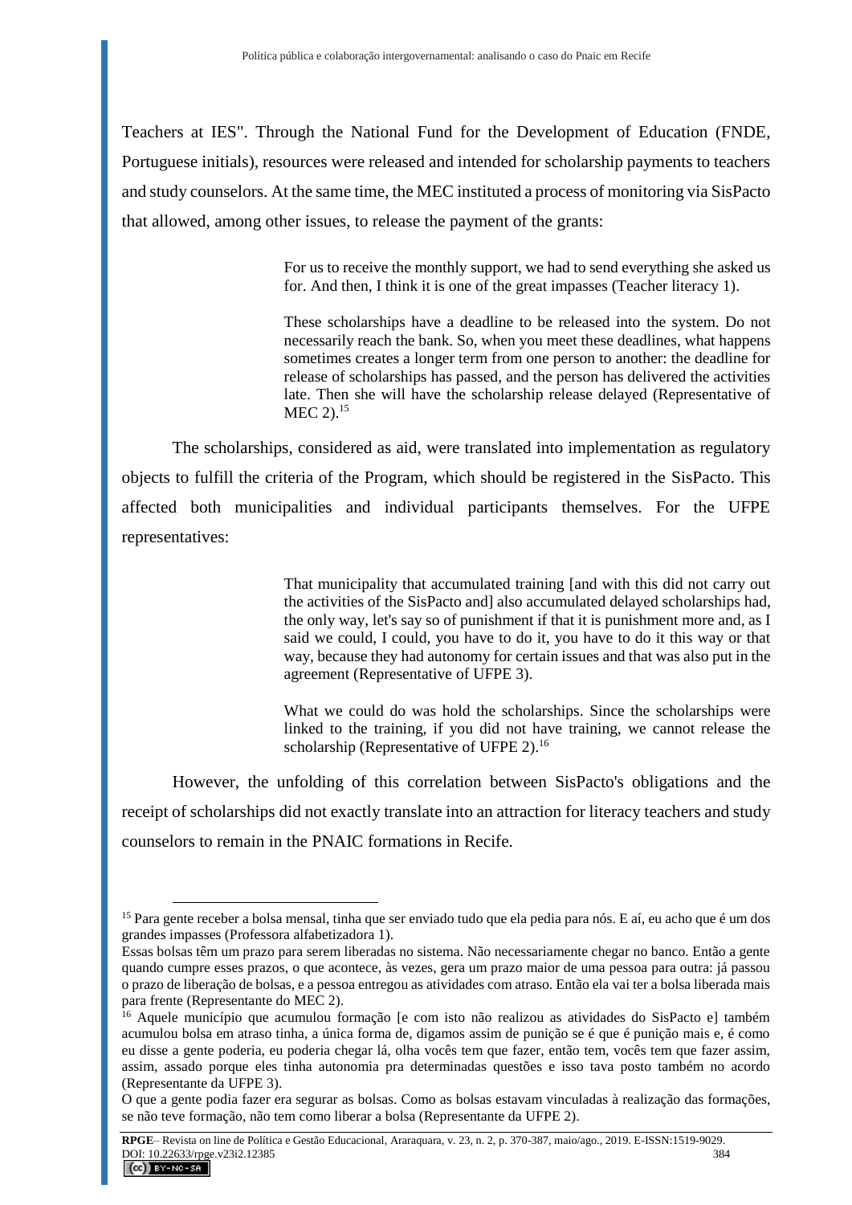Teachers at IES". Through the National Fund for the Development of Education (FNDE, Portuguese initials), resources were released and intended for scholarship payments to teachers and study counselors. At the same time, the MEC instituted a process of monitoring via SisPacto that allowed, among other issues, to release the payment of the grants:

> For us to receive the monthly support, we had to send everything she asked us for. And then, I think it is one of the great impasses (Teacher literacy 1).
>
> These scholarships have a deadline to be released into the system. Do not necessarily reach the bank. So, when you meet these deadlines, what happens sometimes creates a longer term from one person to another: the deadline for release of scholarships has passed, and the person has delivered the activities late. Then she will have the scholarship release delayed (Representative of MEC 2).[15]

The scholarships, considered as aid, were translated into implementation as regulatory objects to fulfill the criteria of the Program, which should be registered in the SisPacto. This affected both municipalities and individual participants themselves. For the UFPE representatives:

> That municipality that accumulated training [and with this did not carry out the activities of the SisPacto and] also accumulated delayed scholarships had, the only way, let's say so of punishment if that it is punishment more and, as I said we could, I could, you have to do it, you have to do it this way or that way, because they had autonomy for certain issues and that was also put in the agreement (Representative of UFPE 3).
>
> What we could do was hold the scholarships. Since the scholarships were linked to the training, if you did not have training, we cannot release the scholarship (Representative of UFPE 2).[16]

However, the unfolding of this correlation between SisPacto's obligations and the receipt of scholarships did not exactly translate into an attraction for literacy teachers and study counselors to remain in the PNAIC formations in Recife.

---

[15] Para gente receber a bolsa mensal, tinha que ser enviado tudo que ela pedia para nós. E aí, eu acho que é um dos grandes impasses (Professora alfabetizadora 1).
Essas bolsas têm um prazo para serem liberadas no sistema. Não necessariamente chegar no banco. Então a gente quando cumpre esses prazos, o que acontece, às vezes, gera um prazo maior de uma pessoa para outra: já passou o prazo de liberação de bolsas, e a pessoa entregou as atividades com atraso. Então ela vai ter a bolsa liberada mais para frente (Representante do MEC 2).

[16] Aquele município que acumulou formação [e com isto não realizou as atividades do SisPacto e] também acumulou bolsa em atraso tinha, a única forma de, digamos assim de punição se é que é punição mais e, é como eu disse a gente poderia, eu poderia chegar lá, olha vocês tem que fazer, então tem, vocês tem que fazer assim, assim, assado porque eles tinha autonomia pra determinadas questões e isso tava posto também no acordo (Representante da UFPE 3).
O que a gente podia fazer era segurar as bolsas. Como as bolsas estavam vinculadas à realização das formações, se não teve formação, não tem como liberar a bolsa (Representante da UFPE 2).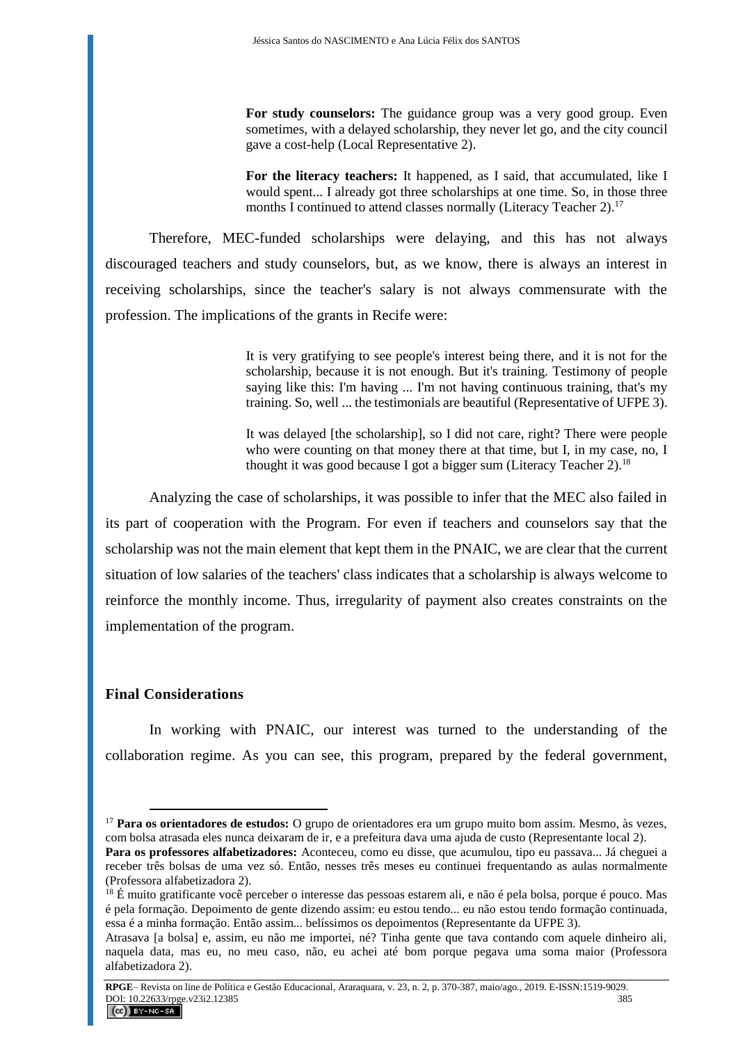> **For study counselors:** The guidance group was a very good group. Even sometimes, with a delayed scholarship, they never let go, and the city council gave a cost-help (Local Representative 2).
>
> **For the literacy teachers:** It happened, as I said, that accumulated, like I would spent... I already got three scholarships at one time. So, in those three months I continued to attend classes normally (Literacy Teacher 2).[17]

Therefore, MEC-funded scholarships were delaying, and this has not always discouraged teachers and study counselors, but, as we know, there is always an interest in receiving scholarships, since the teacher's salary is not always commensurate with the profession. The implications of the grants in Recife were:

> It is very gratifying to see people's interest being there, and it is not for the scholarship, because it is not enough. But it's training. Testimony of people saying like this: I'm having ... I'm not having continuous training, that's my training. So, well ... the testimonials are beautiful (Representative of UFPE 3).
>
> It was delayed [the scholarship], so I did not care, right? There were people who were counting on that money there at that time, but I, in my case, no, I thought it was good because I got a bigger sum (Literacy Teacher 2).[18]

Analyzing the case of scholarships, it was possible to infer that the MEC also failed in its part of cooperation with the Program. For even if teachers and counselors say that the scholarship was not the main element that kept them in the PNAIC, we are clear that the current situation of low salaries of the teachers' class indicates that a scholarship is always welcome to reinforce the monthly income. Thus, irregularity of payment also creates constraints on the implementation of the program.

## Final Considerations

In working with PNAIC, our interest was turned to the understanding of the collaboration regime. As you can see, this program, prepared by the federal government,

---

[17] **Para os orientadores de estudos:** O grupo de orientadores era um grupo muito bom assim. Mesmo, às vezes, com bolsa atrasada eles nunca deixaram de ir, e a prefeitura dava uma ajuda de custo (Representante local 2).
**Para os professores alfabetizadores:** Aconteceu, como eu disse, que acumulou, tipo eu passava... Já cheguei a receber três bolsas de uma vez só. Então, nesses três meses eu continuei frequentando as aulas normalmente (Professora alfabetizadora 2).

[18] É muito gratificante você perceber o interesse das pessoas estarem ali, e não é pela bolsa, porque é pouco. Mas é pela formação. Depoimento de gente dizendo assim: eu estou tendo... eu não estou tendo formação continuada, essa é a minha formação. Então assim... belíssimos os depoimentos (Representante da UFPE 3).
Atrasava [a bolsa] e, assim, eu não me importei, né? Tinha gente que tava contando com aquele dinheiro ali, naquela data, mas eu, no meu caso, não, eu achei até bom porque pegava uma soma maior (Professora alfabetizadora 2).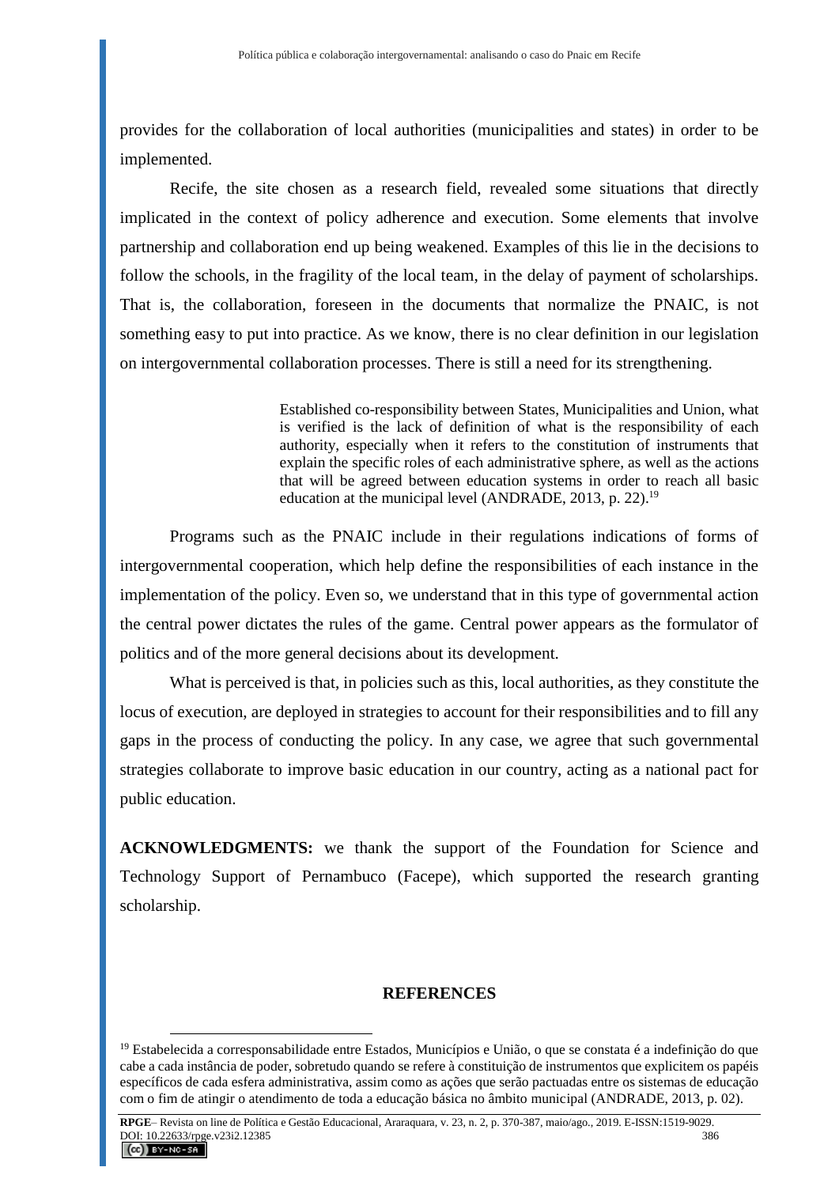provides for the collaboration of local authorities (municipalities and states) in order to be implemented.

Recife, the site chosen as a research field, revealed some situations that directly implicated in the context of policy adherence and execution. Some elements that involve partnership and collaboration end up being weakened. Examples of this lie in the decisions to follow the schools, in the fragility of the local team, in the delay of payment of scholarships. That is, the collaboration, foreseen in the documents that normalize the PNAIC, is not something easy to put into practice. As we know, there is no clear definition in our legislation on intergovernmental collaboration processes. There is still a need for its strengthening.

> Established co-responsibility between States, Municipalities and Union, what is verified is the lack of definition of what is the responsibility of each authority, especially when it refers to the constitution of instruments that explain the specific roles of each administrative sphere, as well as the actions that will be agreed between education systems in order to reach all basic education at the municipal level (ANDRADE, 2013, p. 22).[19]

Programs such as the PNAIC include in their regulations indications of forms of intergovernmental cooperation, which help define the responsibilities of each instance in the implementation of the policy. Even so, we understand that in this type of governmental action the central power dictates the rules of the game. Central power appears as the formulator of politics and of the more general decisions about its development.

What is perceived is that, in policies such as this, local authorities, as they constitute the locus of execution, are deployed in strategies to account for their responsibilities and to fill any gaps in the process of conducting the policy. In any case, we agree that such governmental strategies collaborate to improve basic education in our country, acting as a national pact for public education.

**ACKNOWLEDGMENTS:** we thank the support of the Foundation for Science and Technology Support of Pernambuco (Facepe), which supported the research granting scholarship.

## REFERENCES

[19] Estabelecida a corresponsabilidade entre Estados, Municípios e União, o que se constata é a indefinição do que cabe a cada instância de poder, sobretudo quando se refere à constituição de instrumentos que explicitem os papéis específicos de cada esfera administrativa, assim como as ações que serão pactuadas entre os sistemas de educação com o fim de atingir o atendimento de toda a educação básica no âmbito municipal (ANDRADE, 2013, p. 02).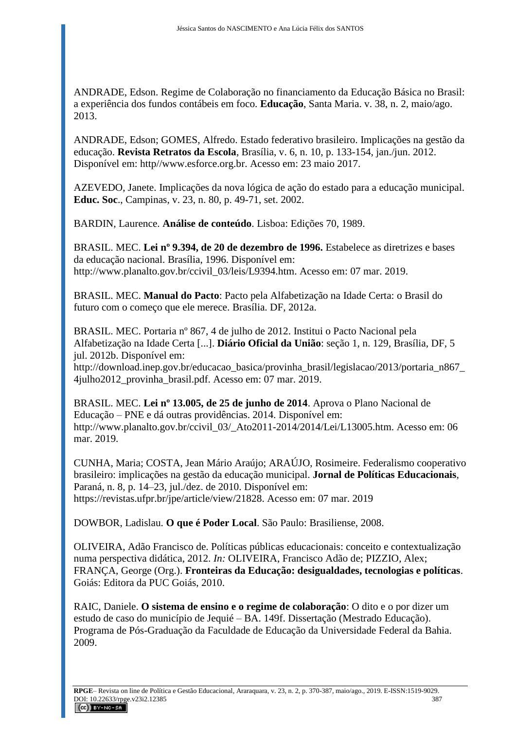ANDRADE, Edson. Regime de Colaboração no financiamento da Educação Básica no Brasil: a experiência dos fundos contábeis em foco. **Educação**, Santa Maria. v. 38, n. 2, maio/ago. 2013.

ANDRADE, Edson; GOMES, Alfredo. Estado federativo brasileiro. Implicações na gestão da educação. **Revista Retratos da Escola**, Brasília, v. 6, n. 10, p. 133-154, jan./jun. 2012. Disponível em: http//www.esforce.org.br. Acesso em: 23 maio 2017.

AZEVEDO, Janete. Implicações da nova lógica de ação do estado para a educação municipal. **Educ. Soc**., Campinas, v. 23, n. 80, p. 49-71, set. 2002.

BARDIN, Laurence. **Análise de conteúdo**. Lisboa: Edições 70, 1989.

BRASIL. MEC. **Lei nº 9.394, de 20 de dezembro de 1996.** Estabelece as diretrizes e bases da educação nacional. Brasília, 1996. Disponível em: http://www.planalto.gov.br/ccivil_03/leis/L9394.htm. Acesso em: 07 mar. 2019.

BRASIL. MEC. **Manual do Pacto**: Pacto pela Alfabetização na Idade Certa: o Brasil do futuro com o começo que ele merece. Brasília. DF, 2012a.

BRASIL. MEC. Portaria nº 867, 4 de julho de 2012. Institui o Pacto Nacional pela Alfabetização na Idade Certa [...]. **Diário Oficial da União**: seção 1, n. 129, Brasília, DF, 5 jul. 2012b. Disponível em: http://download.inep.gov.br/educacao_basica/provinha_brasil/legislacao/2013/portaria_n867_4julho2012_provinha_brasil.pdf. Acesso em: 07 mar. 2019.

BRASIL. MEC. **Lei nº 13.005, de 25 de junho de 2014**. Aprova o Plano Nacional de Educação – PNE e dá outras providências. 2014. Disponível em: http://www.planalto.gov.br/ccivil_03/_Ato2011-2014/2014/Lei/L13005.htm. Acesso em: 06 mar. 2019.

CUNHA, Maria; COSTA, Jean Mário Araújo; ARAÚJO, Rosimeire. Federalismo cooperativo brasileiro: implicações na gestão da educação municipal. **Jornal de Políticas Educacionais**, Paraná, n. 8, p. 14–23, jul./dez. de 2010. Disponível em: https://revistas.ufpr.br/jpe/article/view/21828. Acesso em: 07 mar. 2019

DOWBOR, Ladislau. **O que é Poder Local**. São Paulo: Brasiliense, 2008.

OLIVEIRA, Adão Francisco de. Políticas públicas educacionais: conceito e contextualização numa perspectiva didática, 2012. *In:* OLIVEIRA, Francisco Adão de; PIZZIO, Alex; FRANÇA, George (Org.). **Fronteiras da Educação: desigualdades, tecnologias e políticas**. Goiás: Editora da PUC Goiás, 2010.

RAIC, Daniele. **O sistema de ensino e o regime de colaboração**: O dito e o por dizer um estudo de caso do município de Jequié – BA. 149f. Dissertação (Mestrado Educação). Programa de Pós-Graduação da Faculdade de Educação da Universidade Federal da Bahia. 2009.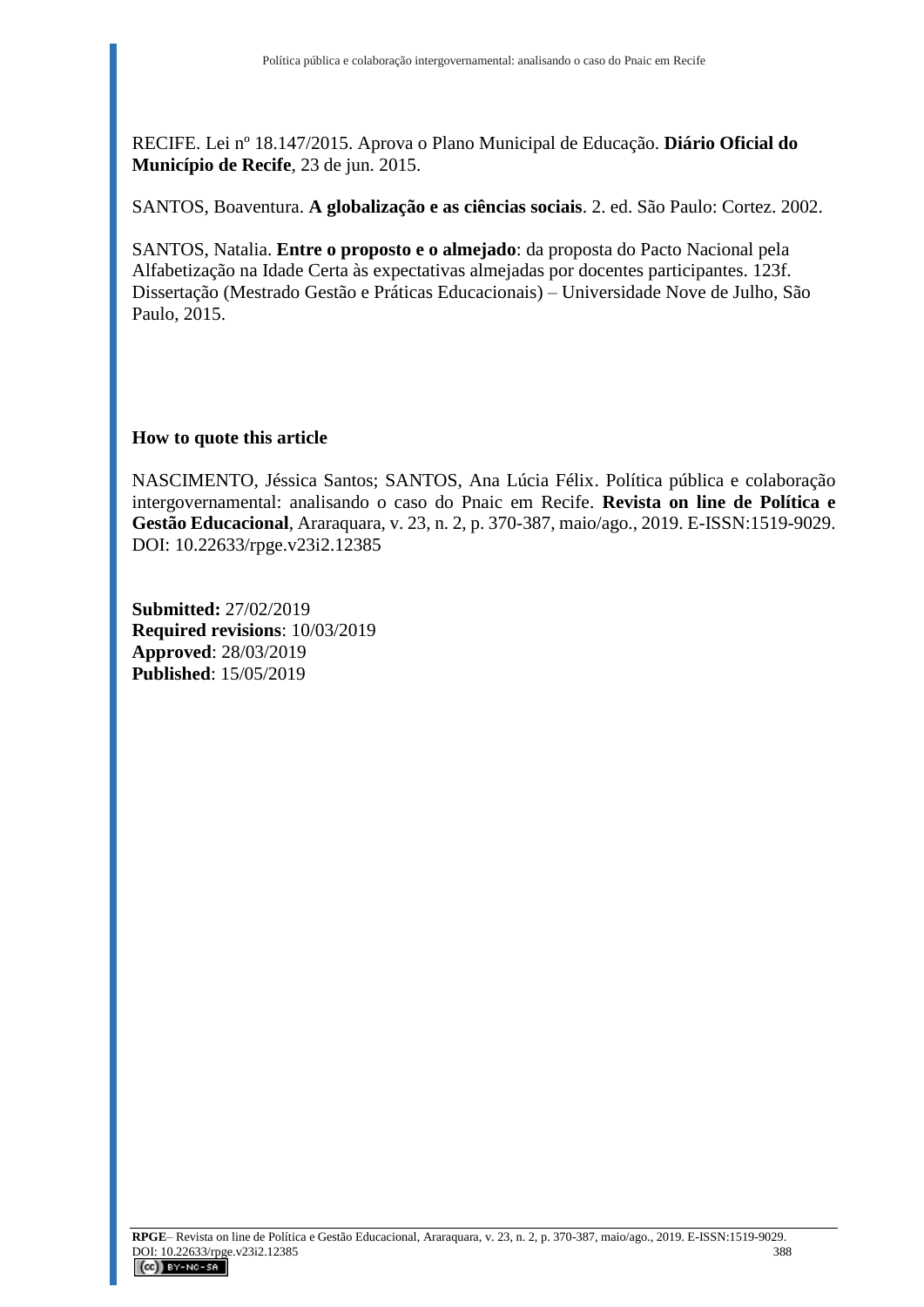RECIFE. Lei nº 18.147/2015. Aprova o Plano Municipal de Educação. **Diário Oficial do Município de Recife**, 23 de jun. 2015.

SANTOS, Boaventura. **A globalização e as ciências sociais**. 2. ed. São Paulo: Cortez. 2002.

SANTOS, Natalia. **Entre o proposto e o almejado**: da proposta do Pacto Nacional pela Alfabetização na Idade Certa às expectativas almejadas por docentes participantes. 123f. Dissertação (Mestrado Gestão e Práticas Educacionais) – Universidade Nove de Julho, São Paulo, 2015.

**How to quote this article**

NASCIMENTO, Jéssica Santos; SANTOS, Ana Lúcia Félix. Política pública e colaboração intergovernamental: analisando o caso do Pnaic em Recife. **Revista on line de Política e Gestão Educacional**, Araraquara, v. 23, n. 2, p. 370-387, maio/ago., 2019. E-ISSN:1519-9029. DOI: 10.22633/rpge.v23i2.12385

**Submitted:** 27/02/2019
**Required revisions**: 10/03/2019
**Approved**: 28/03/2019
**Published**: 15/05/2019